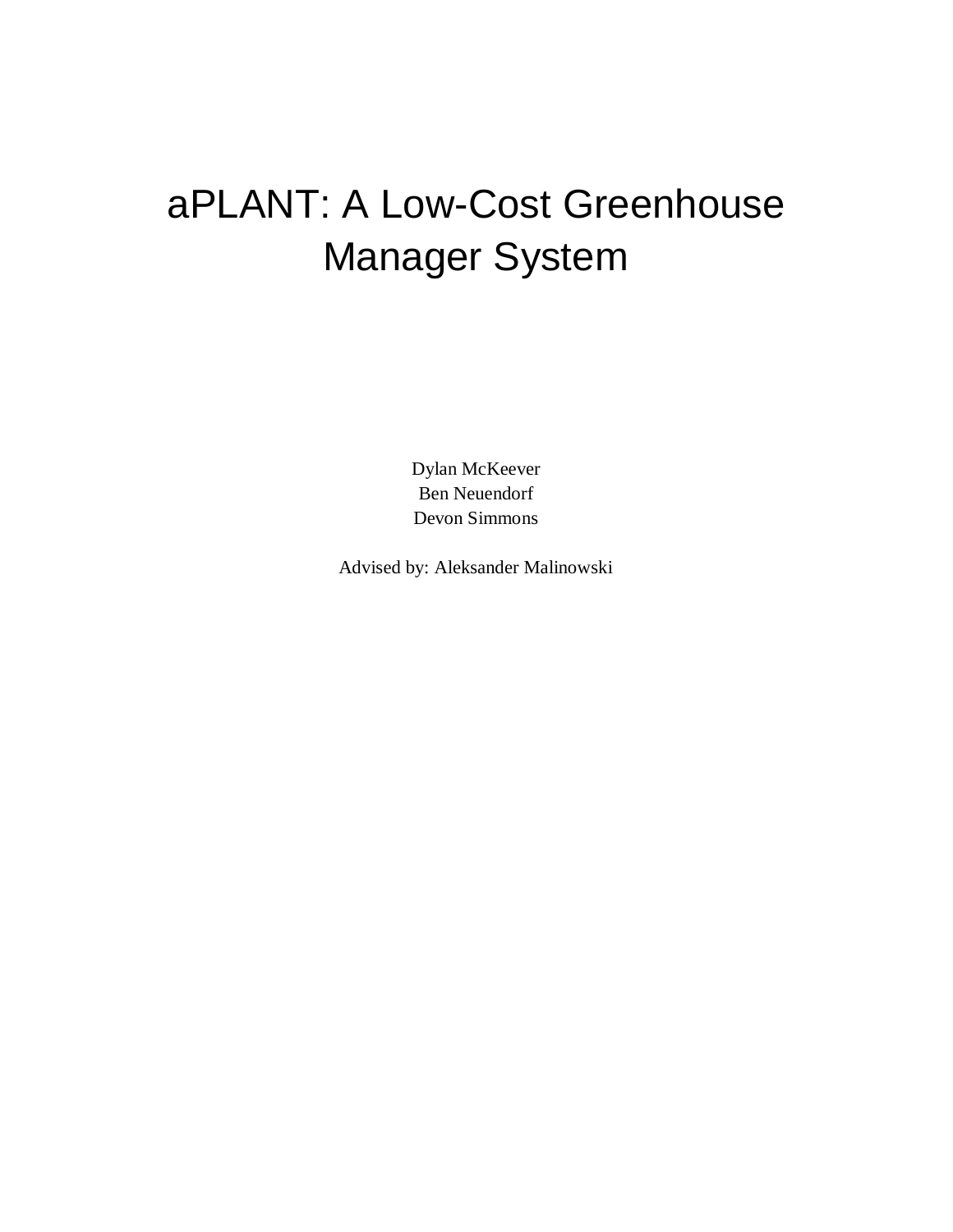# aPLANT: A Low-Cost Greenhouse Manager System

Dylan McKeever
Ben Neuendorf
Devon Simmons

Advised by: Aleksander Malinowski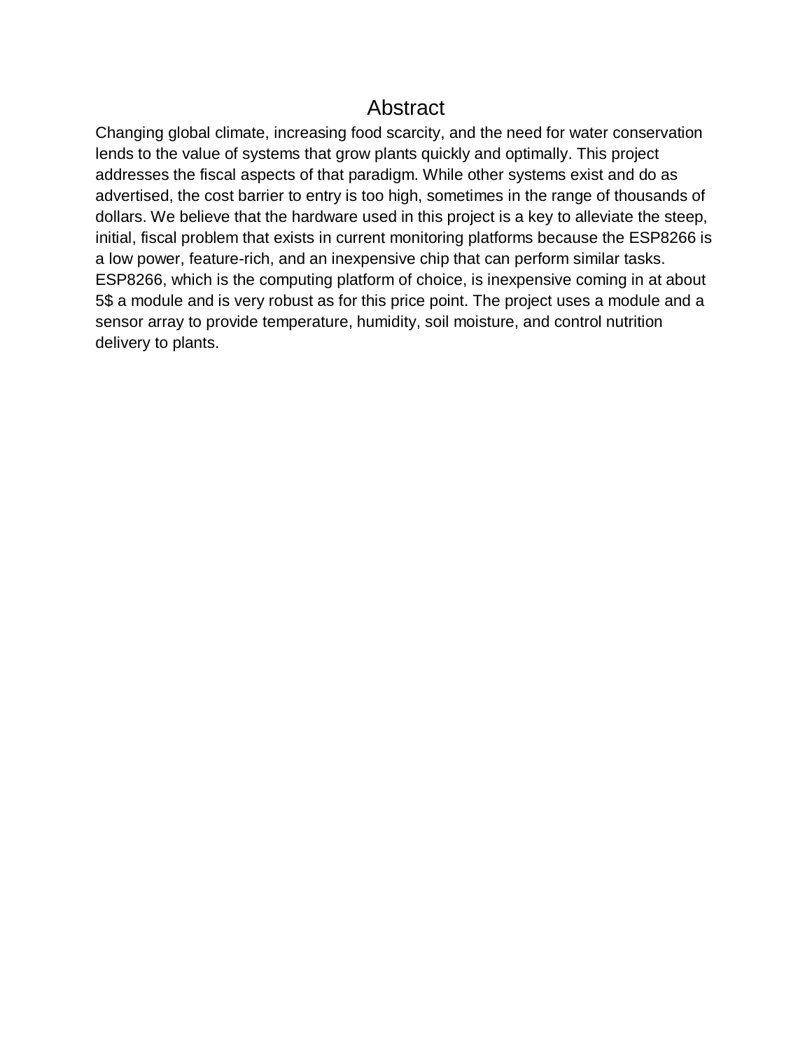# Abstract

Changing global climate, increasing food scarcity, and the need for water conservation lends to the value of systems that grow plants quickly and optimally. This project addresses the fiscal aspects of that paradigm. While other systems exist and do as advertised, the cost barrier to entry is too high, sometimes in the range of thousands of dollars. We believe that the hardware used in this project is a key to alleviate the steep, initial, fiscal problem that exists in current monitoring platforms because the ESP8266 is a low power, feature-rich, and an inexpensive chip that can perform similar tasks. ESP8266, which is the computing platform of choice, is inexpensive coming in at about 5$ a module and is very robust as for this price point. The project uses a module and a sensor array to provide temperature, humidity, soil moisture, and control nutrition delivery to plants.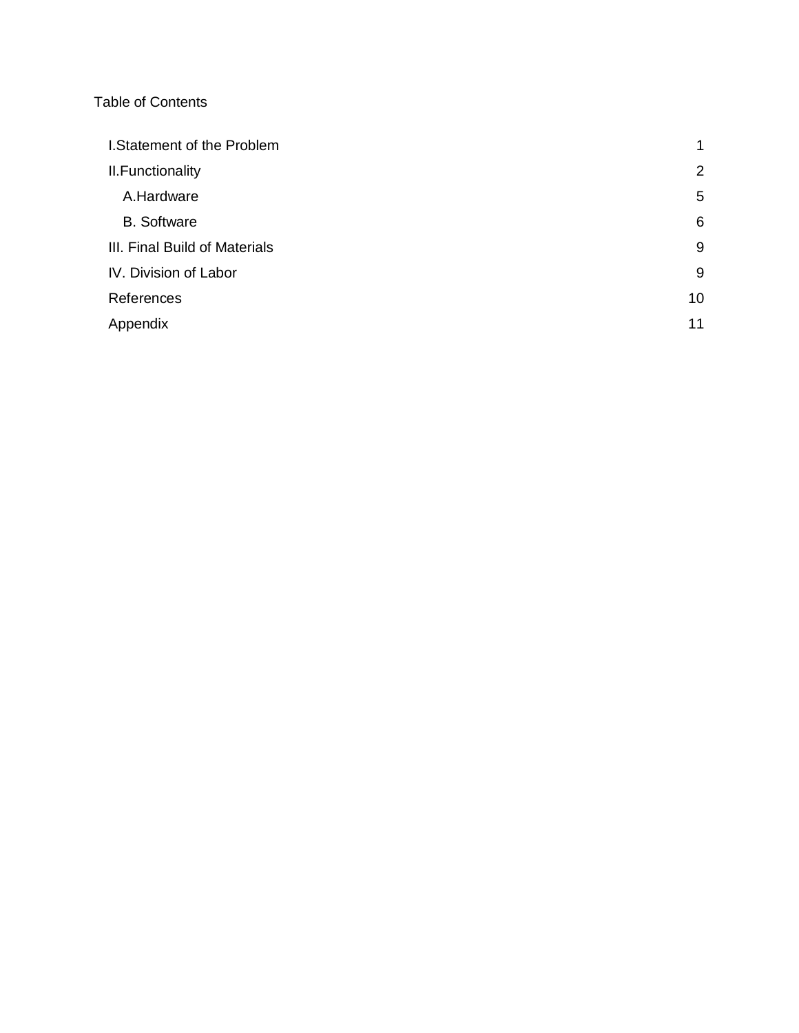Table of Contents

| | |
|---|---|
| I.Statement of the Problem | 1 |
| II.Functionality | 2 |
| A.Hardware | 5 |
| B. Software | 6 |
| III. Final Build of Materials | 9 |
| IV. Division of Labor | 9 |
| References | 10 |
| Appendix | 11 |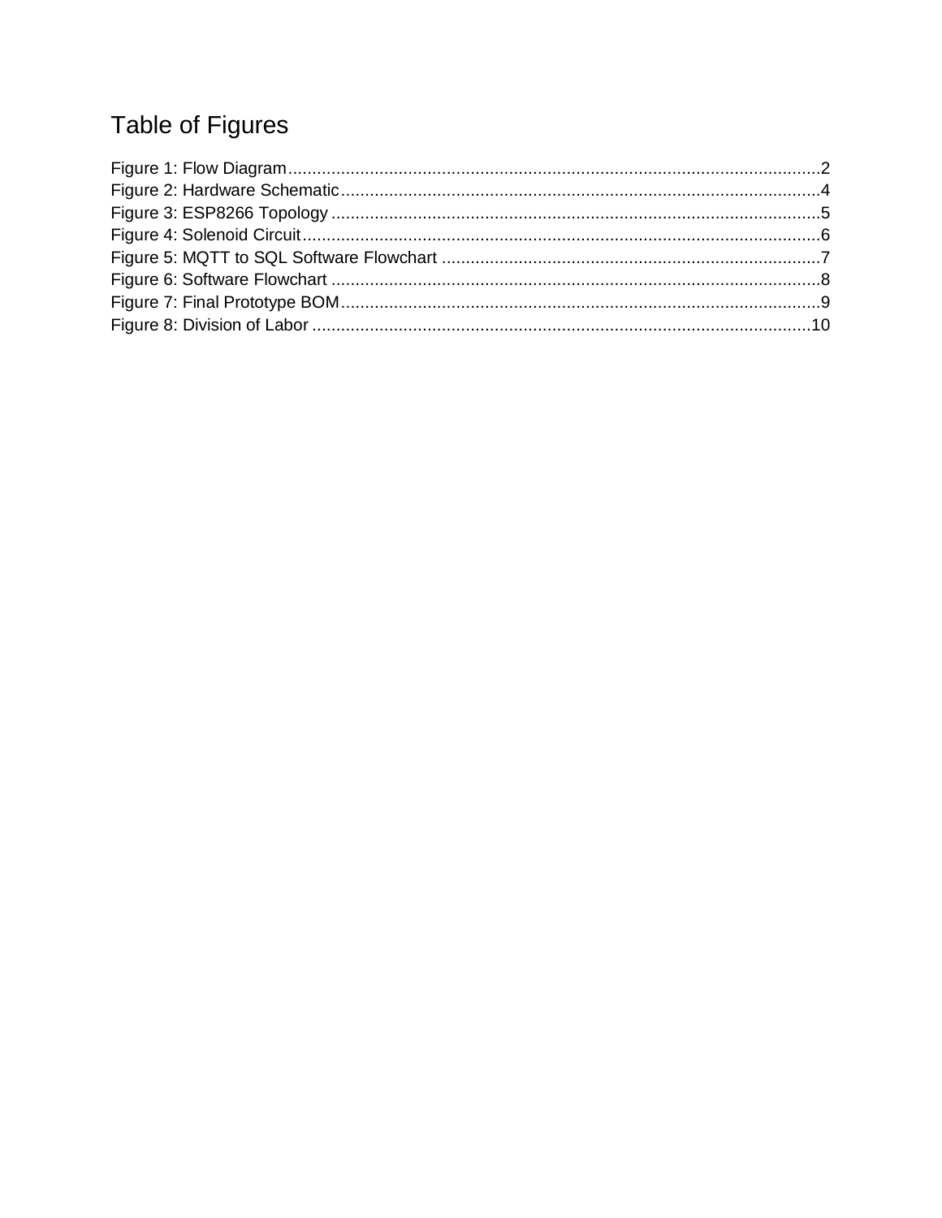# Table of Figures

Figure 1: Flow Diagram .......... 2
Figure 2: Hardware Schematic .......... 4
Figure 3: ESP8266 Topology .......... 5
Figure 4: Solenoid Circuit .......... 6
Figure 5: MQTT to SQL Software Flowchart .......... 7
Figure 6: Software Flowchart .......... 8
Figure 7: Final Prototype BOM .......... 9
Figure 8: Division of Labor .......... 10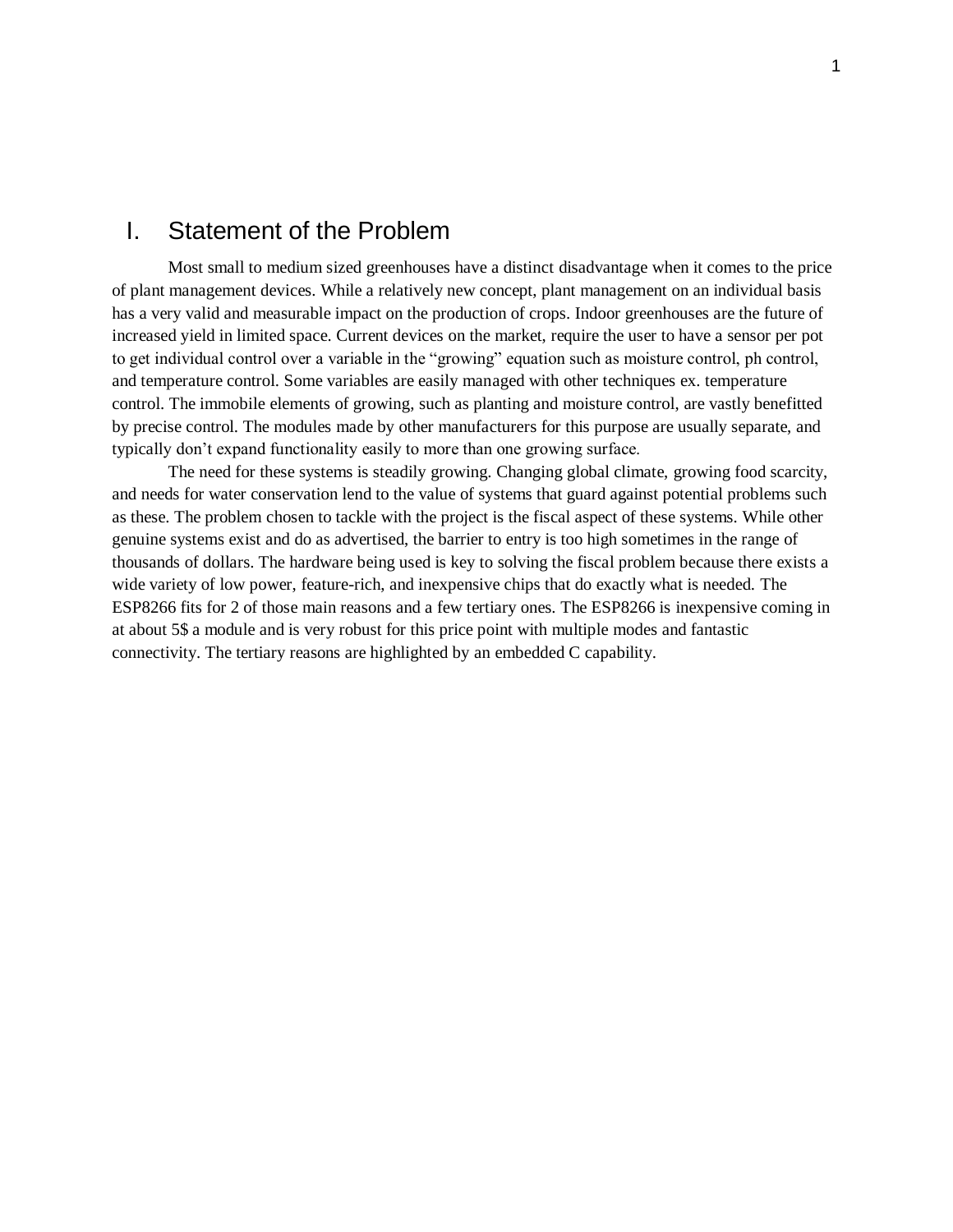# I. Statement of the Problem

Most small to medium sized greenhouses have a distinct disadvantage when it comes to the price of plant management devices. While a relatively new concept, plant management on an individual basis has a very valid and measurable impact on the production of crops. Indoor greenhouses are the future of increased yield in limited space. Current devices on the market, require the user to have a sensor per pot to get individual control over a variable in the "growing" equation such as moisture control, ph control, and temperature control. Some variables are easily managed with other techniques ex. temperature control. The immobile elements of growing, such as planting and moisture control, are vastly benefitted by precise control. The modules made by other manufacturers for this purpose are usually separate, and typically don't expand functionality easily to more than one growing surface.

The need for these systems is steadily growing. Changing global climate, growing food scarcity, and needs for water conservation lend to the value of systems that guard against potential problems such as these. The problem chosen to tackle with the project is the fiscal aspect of these systems. While other genuine systems exist and do as advertised, the barrier to entry is too high sometimes in the range of thousands of dollars. The hardware being used is key to solving the fiscal problem because there exists a wide variety of low power, feature-rich, and inexpensive chips that do exactly what is needed. The ESP8266 fits for 2 of those main reasons and a few tertiary ones. The ESP8266 is inexpensive coming in at about 5$ a module and is very robust for this price point with multiple modes and fantastic connectivity. The tertiary reasons are highlighted by an embedded C capability.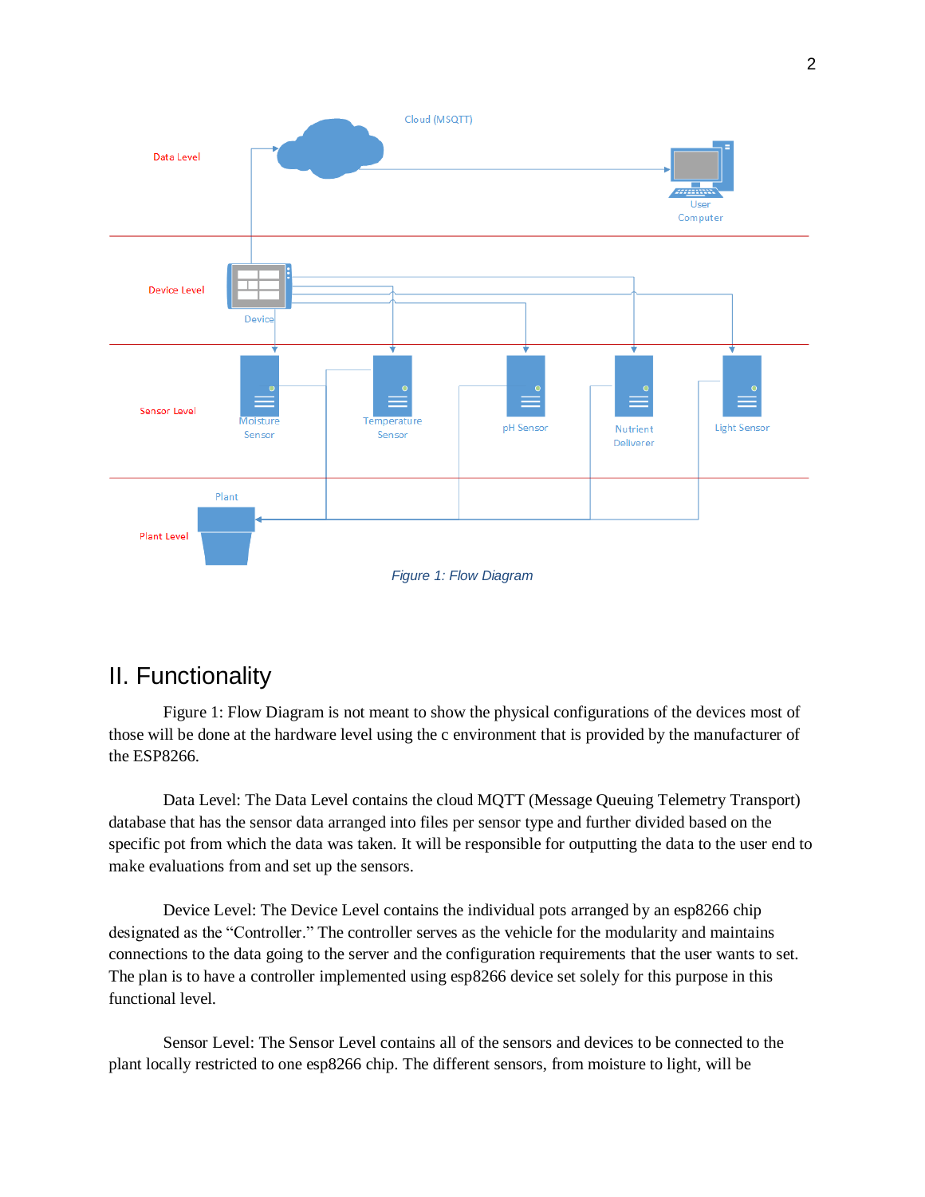Figure 1: Flow Diagram

## II. Functionality

Figure 1: Flow Diagram is not meant to show the physical configurations of the devices most of those will be done at the hardware level using the c environment that is provided by the manufacturer of the ESP8266.

Data Level: The Data Level contains the cloud MQTT (Message Queuing Telemetry Transport) database that has the sensor data arranged into files per sensor type and further divided based on the specific pot from which the data was taken. It will be responsible for outputting the data to the user end to make evaluations from and set up the sensors.

Device Level: The Device Level contains the individual pots arranged by an esp8266 chip designated as the "Controller." The controller serves as the vehicle for the modularity and maintains connections to the data going to the server and the configuration requirements that the user wants to set. The plan is to have a controller implemented using esp8266 device set solely for this purpose in this functional level.

Sensor Level: The Sensor Level contains all of the sensors and devices to be connected to the plant locally restricted to one esp8266 chip. The different sensors, from moisture to light, will be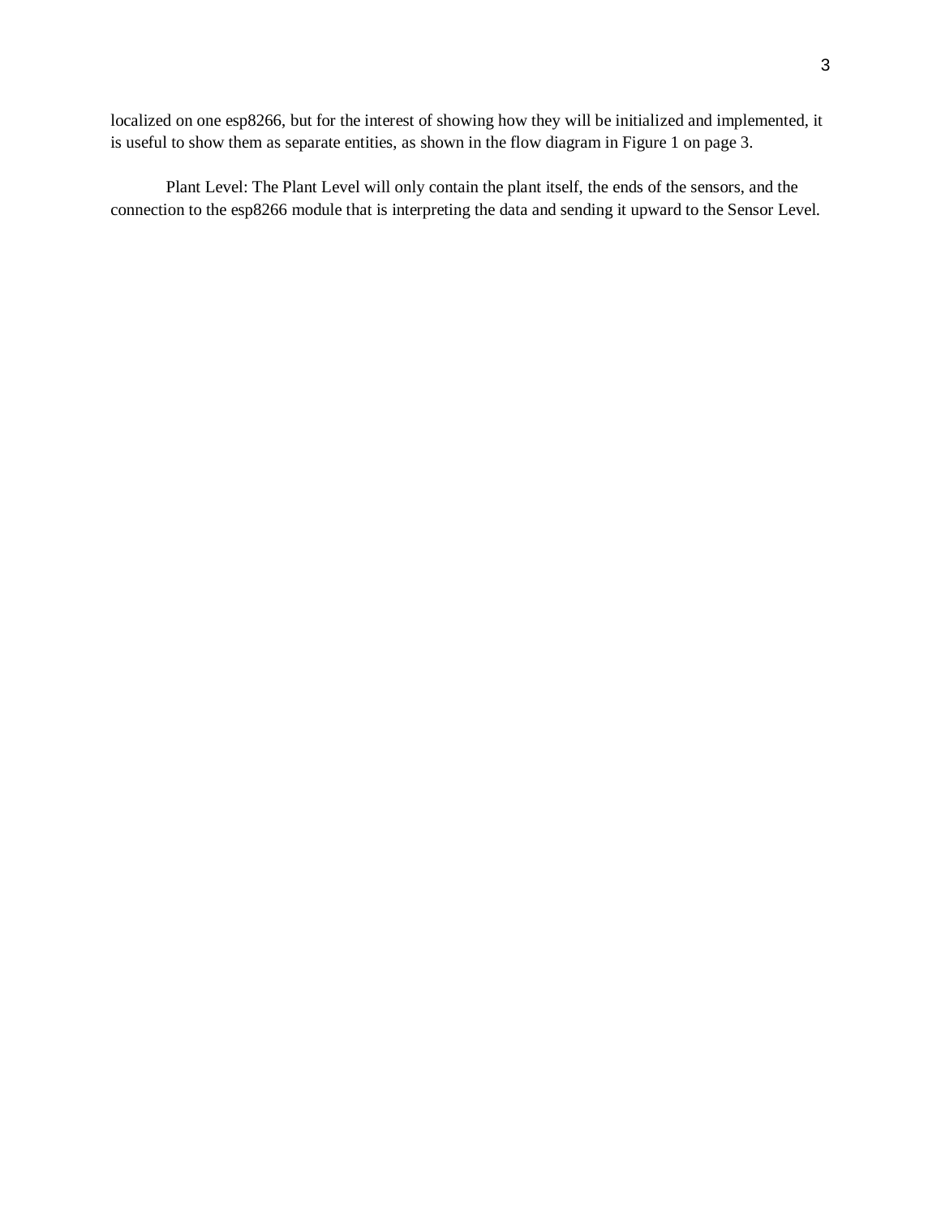localized on one esp8266, but for the interest of showing how they will be initialized and implemented, it is useful to show them as separate entities, as shown in the flow diagram in Figure 1 on page 3.

Plant Level: The Plant Level will only contain the plant itself, the ends of the sensors, and the connection to the esp8266 module that is interpreting the data and sending it upward to the Sensor Level.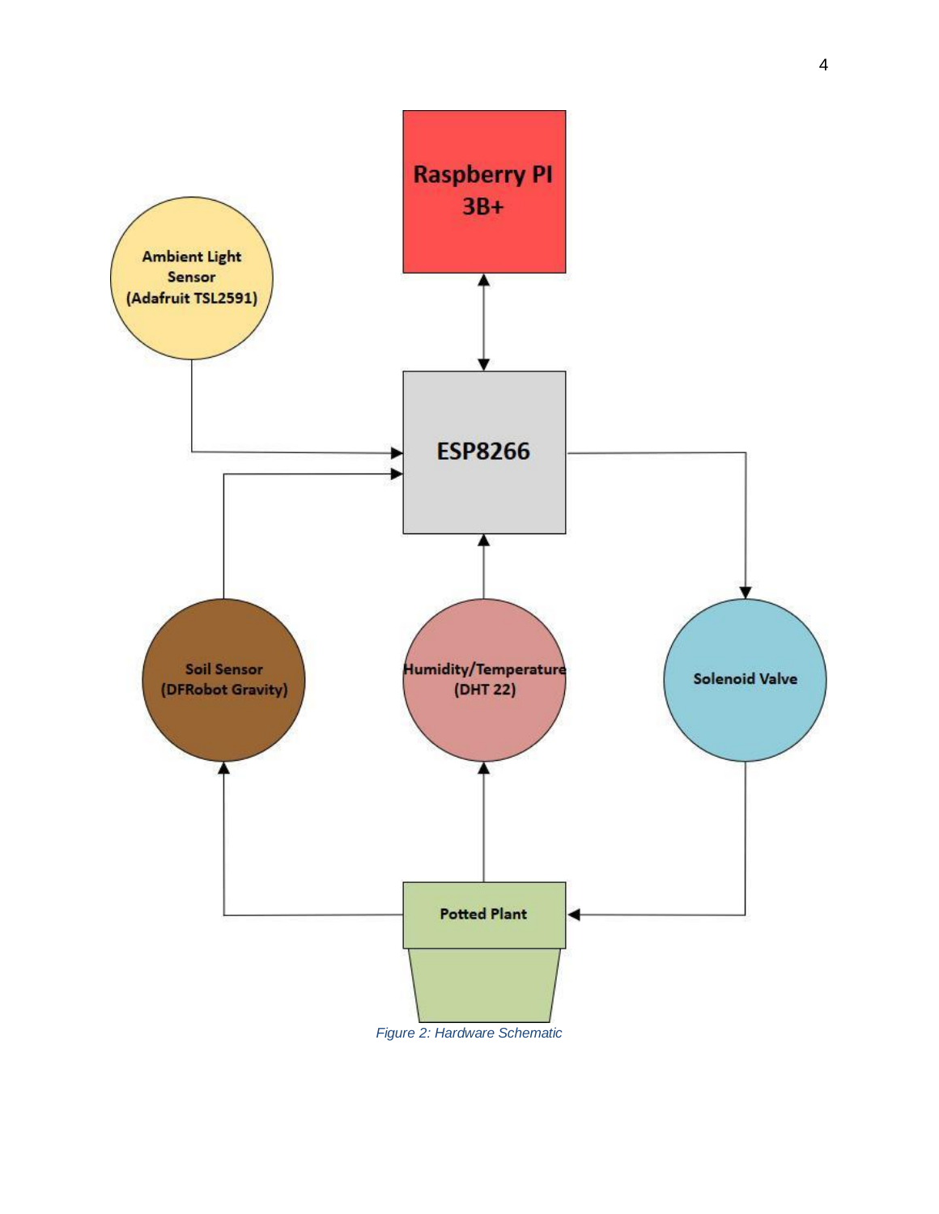Figure 2: Hardware Schematic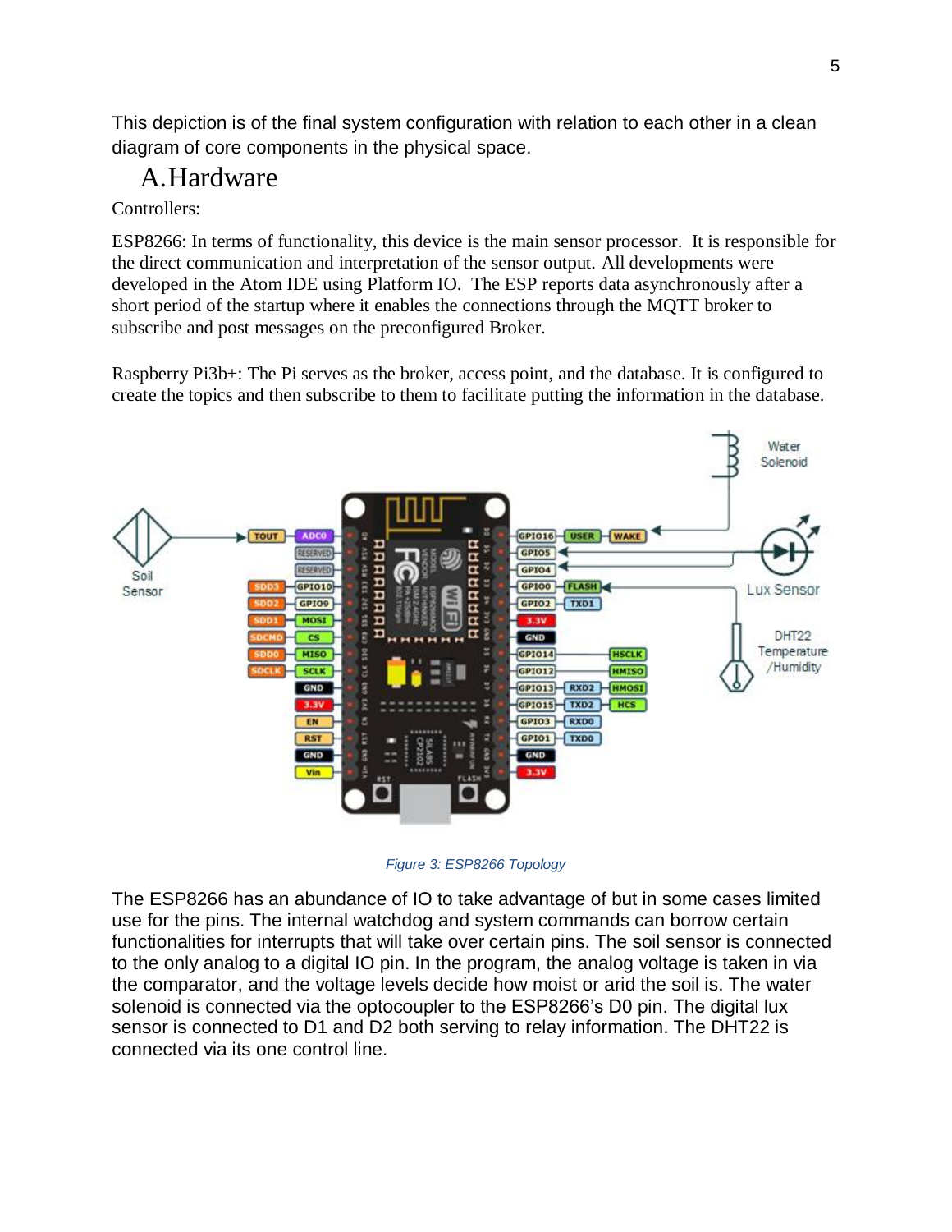This depiction is of the final system configuration with relation to each other in a clean diagram of core components in the physical space.

## A. Hardware

Controllers:

ESP8266: In terms of functionality, this device is the main sensor processor. It is responsible for the direct communication and interpretation of the sensor output. All developments were developed in the Atom IDE using Platform IO. The ESP reports data asynchronously after a short period of the startup where it enables the connections through the MQTT broker to subscribe and post messages on the preconfigured Broker.

Raspberry Pi3b+: The Pi serves as the broker, access point, and the database. It is configured to create the topics and then subscribe to them to facilitate putting the information in the database.

*Figure 3: ESP8266 Topology*

The ESP8266 has an abundance of IO to take advantage of but in some cases limited use for the pins. The internal watchdog and system commands can borrow certain functionalities for interrupts that will take over certain pins. The soil sensor is connected to the only analog to a digital IO pin. In the program, the analog voltage is taken in via the comparator, and the voltage levels decide how moist or arid the soil is. The water solenoid is connected via the optocoupler to the ESP8266's D0 pin. The digital lux sensor is connected to D1 and D2 both serving to relay information. The DHT22 is connected via its one control line.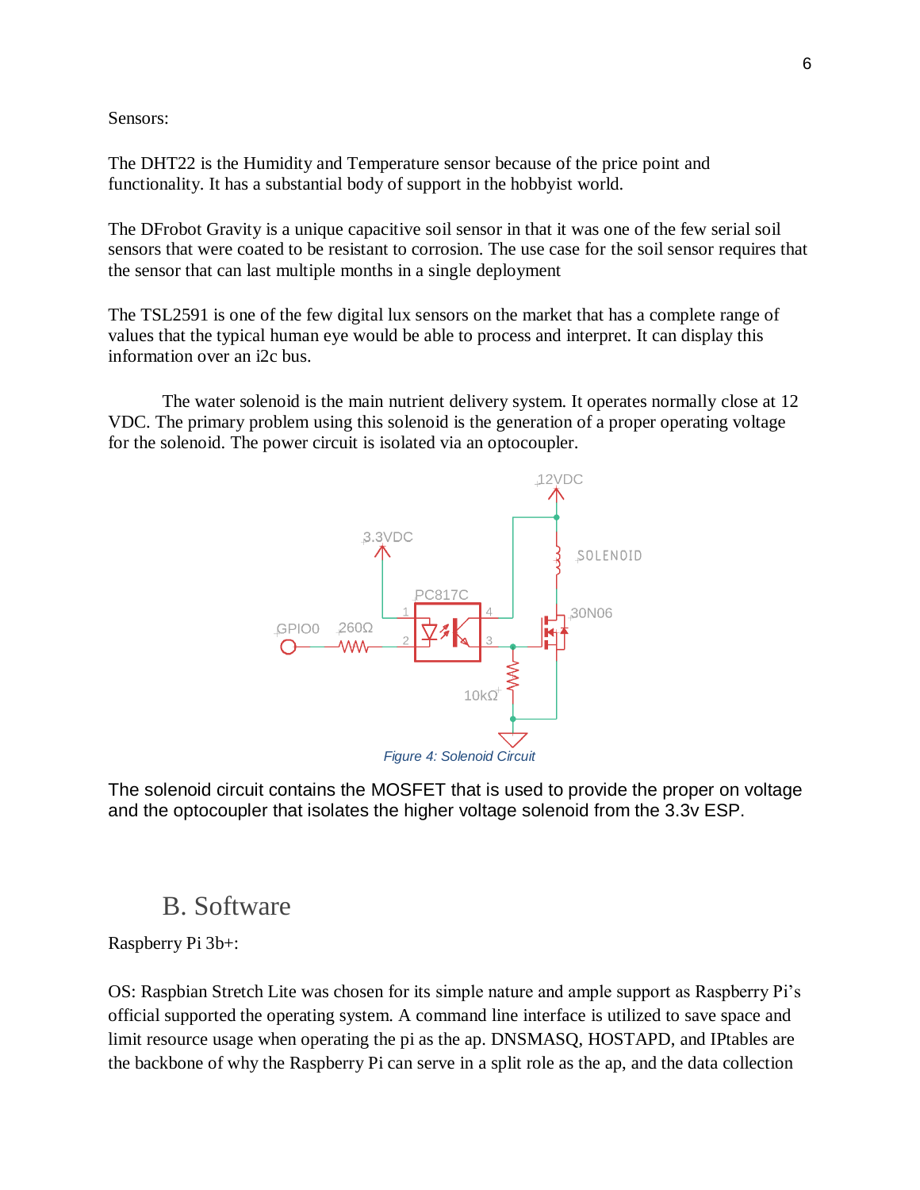Sensors:

The DHT22 is the Humidity and Temperature sensor because of the price point and functionality. It has a substantial body of support in the hobbyist world.

The DFrobot Gravity is a unique capacitive soil sensor in that it was one of the few serial soil sensors that were coated to be resistant to corrosion. The use case for the soil sensor requires that the sensor that can last multiple months in a single deployment

The TSL2591 is one of the few digital lux sensors on the market that has a complete range of values that the typical human eye would be able to process and interpret. It can display this information over an i2c bus.

The water solenoid is the main nutrient delivery system. It operates normally close at 12 VDC. The primary problem using this solenoid is the generation of a proper operating voltage for the solenoid. The power circuit is isolated via an optocoupler.

*Figure 4: Solenoid Circuit*

The solenoid circuit contains the MOSFET that is used to provide the proper on voltage and the optocoupler that isolates the higher voltage solenoid from the 3.3v ESP.

## B. Software

Raspberry Pi 3b+:

OS: Raspbian Stretch Lite was chosen for its simple nature and ample support as Raspberry Pi's official supported the operating system. A command line interface is utilized to save space and limit resource usage when operating the pi as the ap. DNSMASQ, HOSTAPD, and IPtables are the backbone of why the Raspberry Pi can serve in a split role as the ap, and the data collection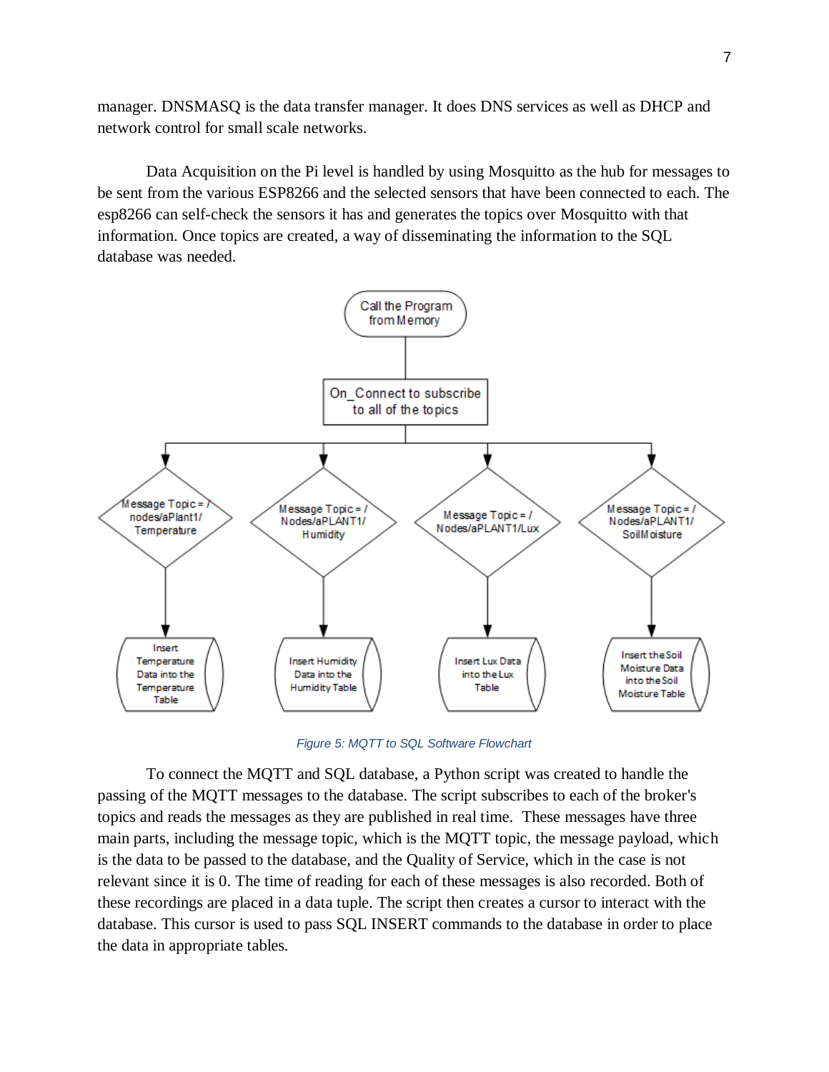manager. DNSMASQ is the data transfer manager. It does DNS services as well as DHCP and network control for small scale networks.

Data Acquisition on the Pi level is handled by using Mosquitto as the hub for messages to be sent from the various ESP8266 and the selected sensors that have been connected to each. The esp8266 can self-check the sensors it has and generates the topics over Mosquitto with that information. Once topics are created, a way of disseminating the information to the SQL database was needed.

*Figure 5: MQTT to SQL Software Flowchart*

To connect the MQTT and SQL database, a Python script was created to handle the passing of the MQTT messages to the database. The script subscribes to each of the broker's topics and reads the messages as they are published in real time. These messages have three main parts, including the message topic, which is the MQTT topic, the message payload, which is the data to be passed to the database, and the Quality of Service, which in the case is not relevant since it is 0. The time of reading for each of these messages is also recorded. Both of these recordings are placed in a data tuple. The script then creates a cursor to interact with the database. This cursor is used to pass SQL INSERT commands to the database in order to place the data in appropriate tables.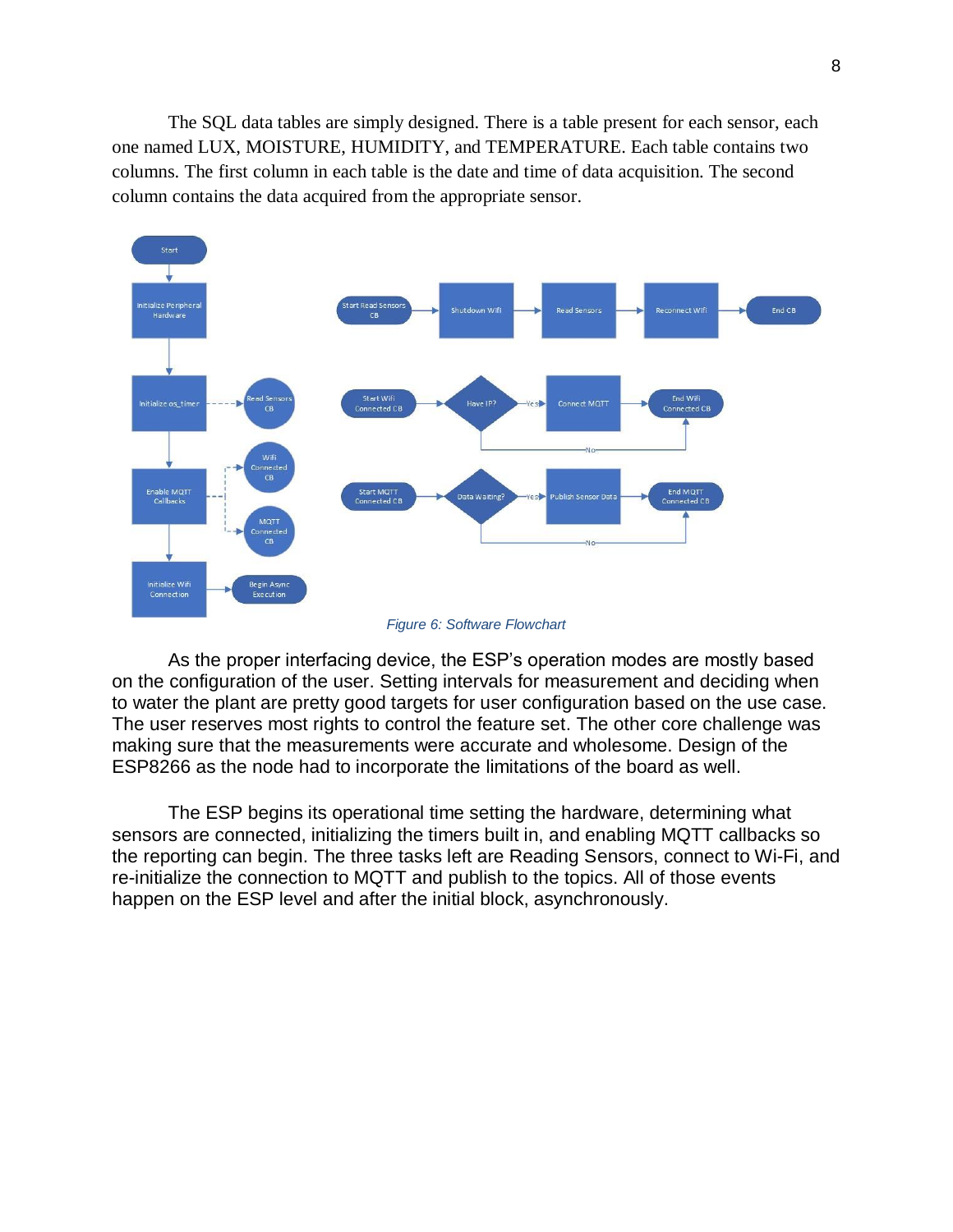The SQL data tables are simply designed. There is a table present for each sensor, each one named LUX, MOISTURE, HUMIDITY, and TEMPERATURE. Each table contains two columns. The first column in each table is the date and time of data acquisition. The second column contains the data acquired from the appropriate sensor.

*Figure 6: Software Flowchart*

As the proper interfacing device, the ESP's operation modes are mostly based on the configuration of the user. Setting intervals for measurement and deciding when to water the plant are pretty good targets for user configuration based on the use case. The user reserves most rights to control the feature set. The other core challenge was making sure that the measurements were accurate and wholesome. Design of the ESP8266 as the node had to incorporate the limitations of the board as well.

The ESP begins its operational time setting the hardware, determining what sensors are connected, initializing the timers built in, and enabling MQTT callbacks so the reporting can begin. The three tasks left are Reading Sensors, connect to Wi-Fi, and re-initialize the connection to MQTT and publish to the topics. All of those events happen on the ESP level and after the initial block, asynchronously.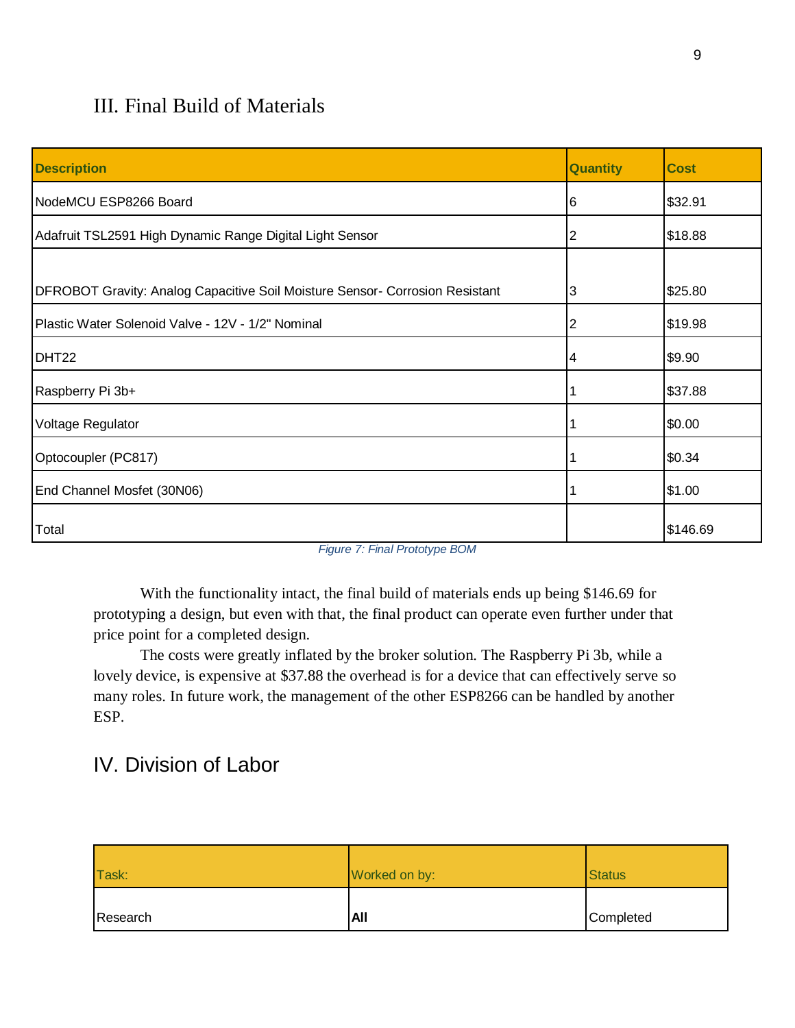## III. Final Build of Materials

| Description | Quantity | Cost |
|---|---|---|
| NodeMCU ESP8266 Board | 6 | $32.91 |
| Adafruit TSL2591 High Dynamic Range Digital Light Sensor | 2 | $18.88 |
| DFROBOT Gravity: Analog Capacitive Soil Moisture Sensor- Corrosion Resistant | 3 | $25.80 |
| Plastic Water Solenoid Valve - 12V - 1/2" Nominal | 2 | $19.98 |
| DHT22 | 4 | $9.90 |
| Raspberry Pi 3b+ | 1 | $37.88 |
| Voltage Regulator | 1 | $0.00 |
| Optocoupler (PC817) | 1 | $0.34 |
| End Channel Mosfet (30N06) | 1 | $1.00 |
| Total | | $146.69 |

*Figure 7: Final Prototype BOM*

With the functionality intact, the final build of materials ends up being $146.69 for prototyping a design, but even with that, the final product can operate even further under that price point for a completed design.

The costs were greatly inflated by the broker solution. The Raspberry Pi 3b, while a lovely device, is expensive at $37.88 the overhead is for a device that can effectively serve so many roles. In future work, the management of the other ESP8266 can be handled by another ESP.

## IV. Division of Labor

| Task: | Worked on by: | Status |
|---|---|---|
| Research | **All** | Completed |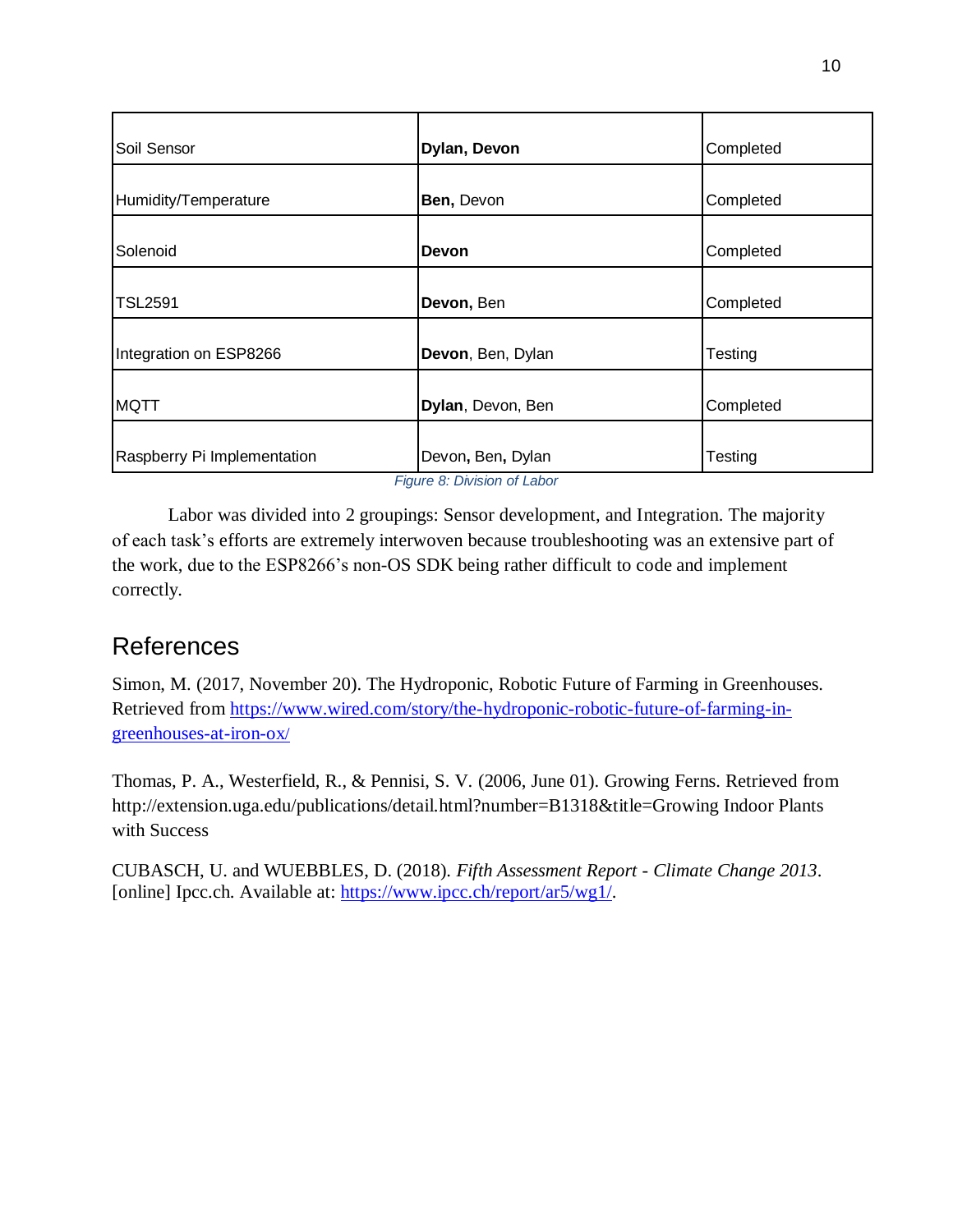| Soil Sensor | **Dylan, Devon** | Completed |
|---|---|---|
| Humidity/Temperature | **Ben,** Devon | Completed |
| Solenoid | **Devon** | Completed |
| TSL2591 | **Devon,** Ben | Completed |
| Integration on ESP8266 | **Devon**, Ben, Dylan | Testing |
| MQTT | **Dylan**, Devon, Ben | Completed |
| Raspberry Pi Implementation | Devon, Ben, Dylan | Testing |

*Figure 8: Division of Labor*

Labor was divided into 2 groupings: Sensor development, and Integration. The majority of each task's efforts are extremely interwoven because troubleshooting was an extensive part of the work, due to the ESP8266's non-OS SDK being rather difficult to code and implement correctly.

## References

Simon, M. (2017, November 20). The Hydroponic, Robotic Future of Farming in Greenhouses. Retrieved from https://www.wired.com/story/the-hydroponic-robotic-future-of-farming-in-greenhouses-at-iron-ox/

Thomas, P. A., Westerfield, R., & Pennisi, S. V. (2006, June 01). Growing Ferns. Retrieved from http://extension.uga.edu/publications/detail.html?number=B1318&title=Growing Indoor Plants with Success

CUBASCH, U. and WUEBBLES, D. (2018). *Fifth Assessment Report - Climate Change 2013*. [online] Ipcc.ch. Available at: https://www.ipcc.ch/report/ar5/wg1/.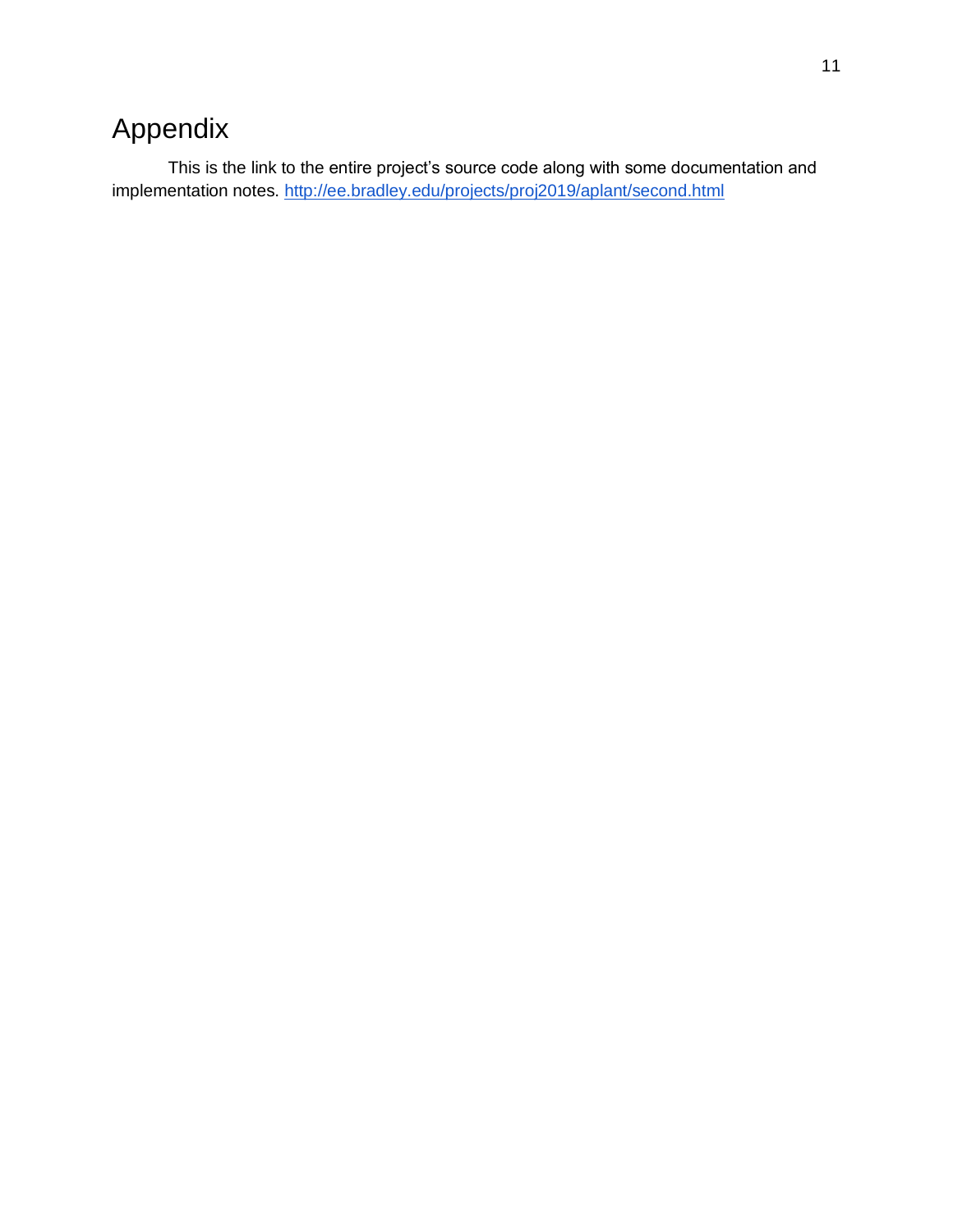# Appendix

This is the link to the entire project's source code along with some documentation and implementation notes. [http://ee.bradley.edu/projects/proj2019/aplant/second.html](http://ee.bradley.edu/projects/proj2019/aplant/second.html)